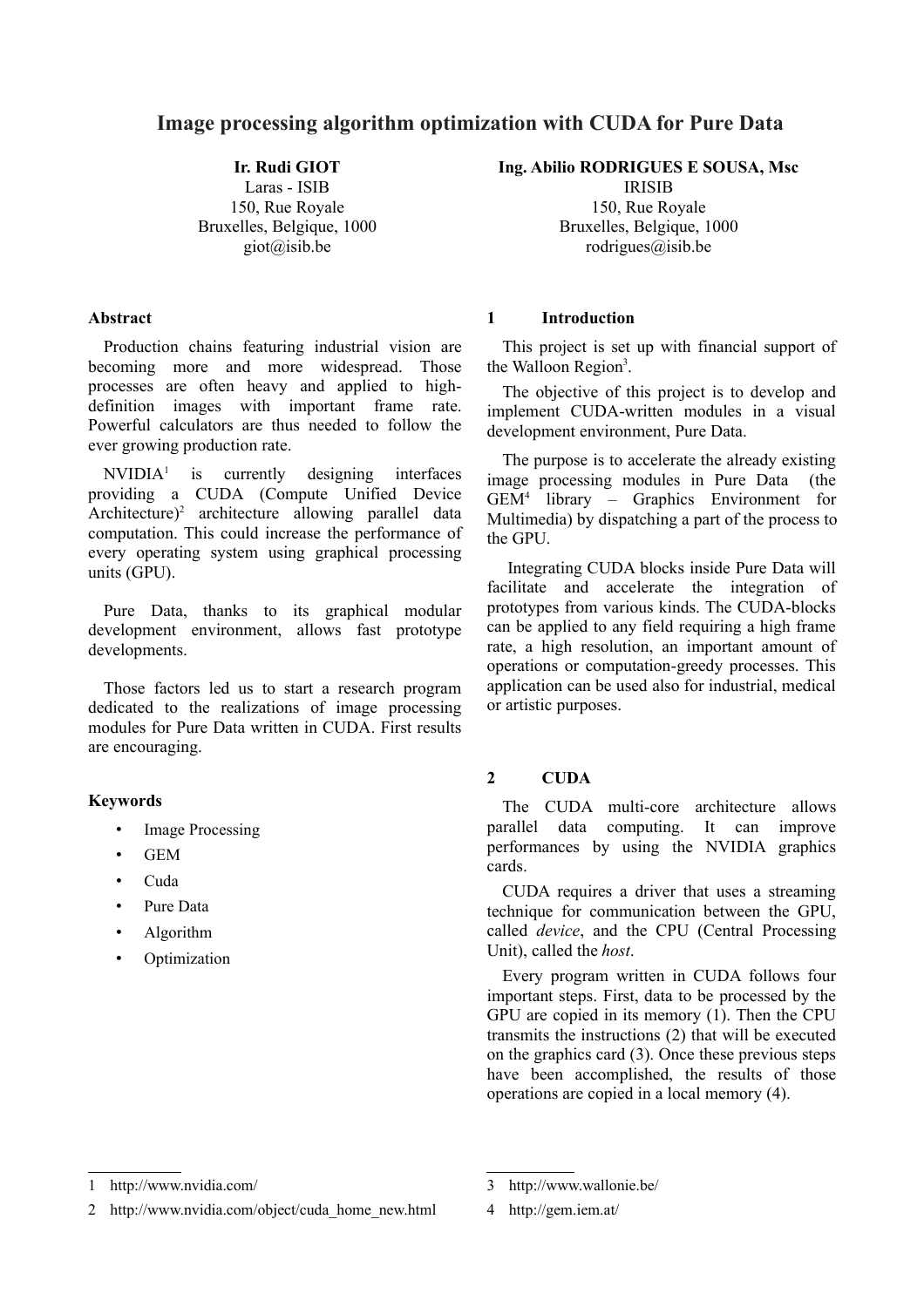# Image processing algorithm optimization with CUDA for Pure Data

**Ir. Rudi GIOT**
Laras - ISIB
150, Rue Royale
Bruxelles, Belgique, 1000
giot@isib.be

**Ing. Abilio RODRIGUES E SOUSA, Msc**
IRISIB
150, Rue Royale
Bruxelles, Belgique, 1000
rodrigues@isib.be

## Abstract

Production chains featuring industrial vision are becoming more and more widespread. Those processes are often heavy and applied to high-definition images with important frame rate. Powerful calculators are thus needed to follow the ever growing production rate.

NVIDIA[1] is currently designing interfaces providing a CUDA (Compute Unified Device Architecture)[2] architecture allowing parallel data computation. This could increase the performance of every operating system using graphical processing units (GPU).

Pure Data, thanks to its graphical modular development environment, allows fast prototype developments.

Those factors led us to start a research program dedicated to the realizations of image processing modules for Pure Data written in CUDA. First results are encouraging.

## Keywords

- Image Processing
- GEM
- Cuda
- Pure Data
- Algorithm
- Optimization

## 1 Introduction

This project is set up with financial support of the Walloon Region[3].

The objective of this project is to develop and implement CUDA-written modules in a visual development environment, Pure Data.

The purpose is to accelerate the already existing image processing modules in Pure Data (the GEM[4] library – Graphics Environment for Multimedia) by dispatching a part of the process to the GPU.

Integrating CUDA blocks inside Pure Data will facilitate and accelerate the integration of prototypes from various kinds. The CUDA-blocks can be applied to any field requiring a high frame rate, a high resolution, an important amount of operations or computation-greedy processes. This application can be used also for industrial, medical or artistic purposes.

## 2 CUDA

The CUDA multi-core architecture allows parallel data computing. It can improve performances by using the NVIDIA graphics cards.

CUDA requires a driver that uses a streaming technique for communication between the GPU, called *device*, and the CPU (Central Processing Unit), called the *host*.

Every program written in CUDA follows four important steps. First, data to be processed by the GPU are copied in its memory (1). Then the CPU transmits the instructions (2) that will be executed on the graphics card (3). Once these previous steps have been accomplished, the results of those operations are copied in a local memory (4).

---

1 http://www.nvidia.com/

2 http://www.nvidia.com/object/cuda_home_new.html

3 http://www.wallonie.be/

4 http://gem.iem.at/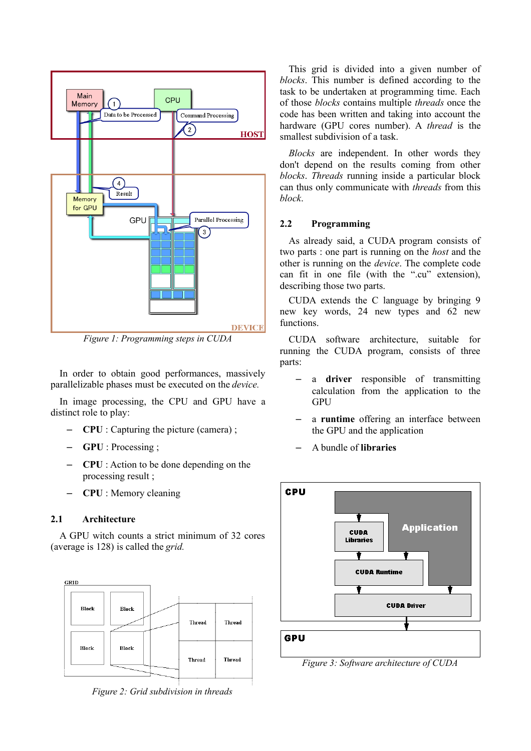Figure 1: Programming steps in CUDA

In order to obtain good performances, massively parallelizable phases must be executed on the *device.*

In image processing, the CPU and GPU have a distinct role to play:

- **CPU** : Capturing the picture (camera) ;
- **GPU** : Processing ;
- **CPU** : Action to be done depending on the processing result ;
- **CPU** : Memory cleaning

## 2.1 Architecture

A GPU witch counts a strict minimum of 32 cores (average is 128) is called the *grid.*

Figure 2: Grid subdivision in threads

This grid is divided into a given number of *blocks*. This number is defined according to the task to be undertaken at programming time. Each of those *blocks* contains multiple *threads* once the code has been written and taking into account the hardware (GPU cores number). A *thread* is the smallest subdivision of a task.

*Blocks* are independent. In other words they don't depend on the results coming from other *blocks*. *Threads* running inside a particular block can thus only communicate with *threads* from this *block*.

## 2.2 Programming

As already said, a CUDA program consists of two parts : one part is running on the *host* and the other is running on the *device*. The complete code can fit in one file (with the ".cu" extension), describing those two parts.

CUDA extends the C language by bringing 9 new key words, 24 new types and 62 new functions.

CUDA software architecture, suitable for running the CUDA program, consists of three parts:

- a **driver** responsible of transmitting calculation from the application to the GPU
- a **runtime** offering an interface between the GPU and the application
- A bundle of **libraries**

Figure 3: Software architecture of CUDA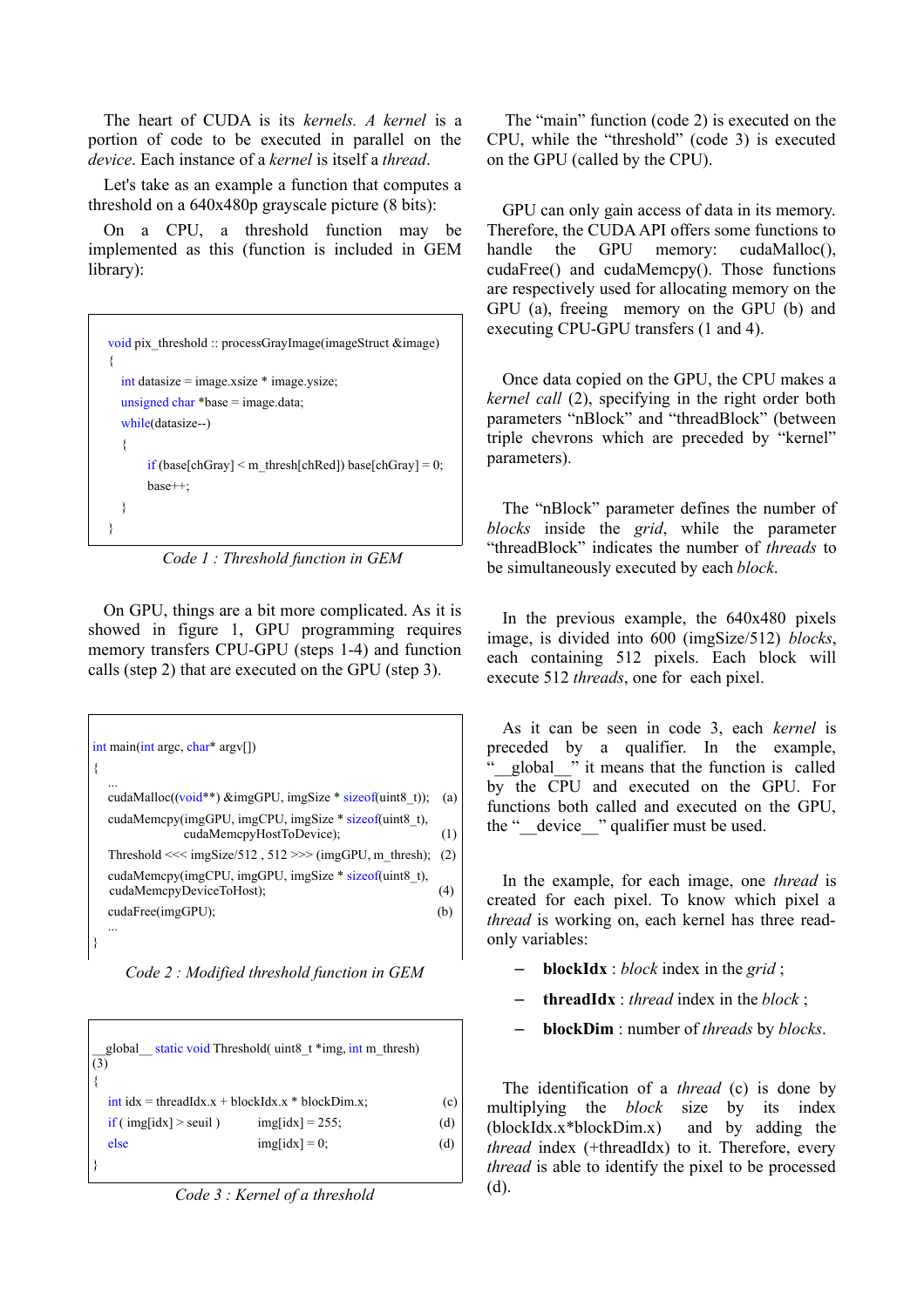The heart of CUDA is its *kernels. A kernel* is a portion of code to be executed in parallel on the *device*. Each instance of a *kernel* is itself a *thread*.

Let's take as an example a function that computes a threshold on a 640x480p grayscale picture (8 bits):

On a CPU, a threshold function may be implemented as this (function is included in GEM library):

```
void pix_threshold :: processGrayImage(imageStruct &image)
{
   int datasize = image.xsize * image.ysize;
   unsigned char *base = image.data;
   while(datasize--)
   {
        if (base[chGray] < m_thresh[chRed]) base[chGray] = 0;
        base++;
   }
}
```

*Code 1 : Threshold function in GEM*

On GPU, things are a bit more complicated. As it is showed in figure 1, GPU programming requires memory transfers CPU-GPU (steps 1-4) and function calls (step 2) that are executed on the GPU (step 3).

```
int main(int argc, char* argv[])
{
   ...
   cudaMalloc((void**) &imgGPU, imgSize * sizeof(uint8_t));   (a)
   cudaMemcpy(imgGPU, imgCPU, imgSize * sizeof(uint8_t),
             cudaMemcpyHostToDevice);                          (1)
   Threshold <<< imgSize/512 , 512 >>> (imgGPU, m_thresh);     (2)
   cudaMemcpy(imgCPU, imgGPU, imgSize * sizeof(uint8_t),
   cudaMemcpyDeviceToHost);                                    (4)
   cudaFree(imgGPU);                                           (b)
   ...
}
```

*Code 2 : Modified threshold function in GEM*

```
__global__ static void Threshold( uint8_t *img, int m_thresh)
(3)
{
   int idx = threadIdx.x + blockIdx.x * blockDim.x;            (c)
   if ( img[idx] > seuil )        img[idx] = 255;              (d)
   else                           img[idx] = 0;                (d)
}
```

*Code 3 : Kernel of a threshold*

The "main" function (code 2) is executed on the CPU, while the "threshold" (code 3) is executed on the GPU (called by the CPU).

GPU can only gain access of data in its memory. Therefore, the CUDA API offers some functions to handle the GPU memory: cudaMalloc(), cudaFree() and cudaMemcpy(). Those functions are respectively used for allocating memory on the GPU (a), freeing memory on the GPU (b) and executing CPU-GPU transfers (1 and 4).

Once data copied on the GPU, the CPU makes a *kernel call* (2), specifying in the right order both parameters "nBlock" and "threadBlock" (between triple chevrons which are preceded by "kernel" parameters).

The "nBlock" parameter defines the number of *blocks* inside the *grid*, while the parameter "threadBlock" indicates the number of *threads* to be simultaneously executed by each *block*.

In the previous example, the 640x480 pixels image, is divided into 600 (imgSize/512) *blocks*, each containing 512 pixels. Each block will execute 512 *threads*, one for each pixel.

As it can be seen in code 3, each *kernel* is preceded by a qualifier. In the example, "__global__" it means that the function is called by the CPU and executed on the GPU. For functions both called and executed on the GPU, the "__device__" qualifier must be used.

In the example, for each image, one *thread* is created for each pixel. To know which pixel a *thread* is working on, each kernel has three read-only variables:

- **blockIdx** : *block* index in the *grid* ;
- **threadIdx** : *thread* index in the *block* ;
- **blockDim** : number of *threads* by *blocks*.

The identification of a *thread* (c) is done by multiplying the *block* size by its index (blockIdx.x*blockDim.x) and by adding the *thread* index (+threadIdx) to it. Therefore, every *thread* is able to identify the pixel to be processed (d).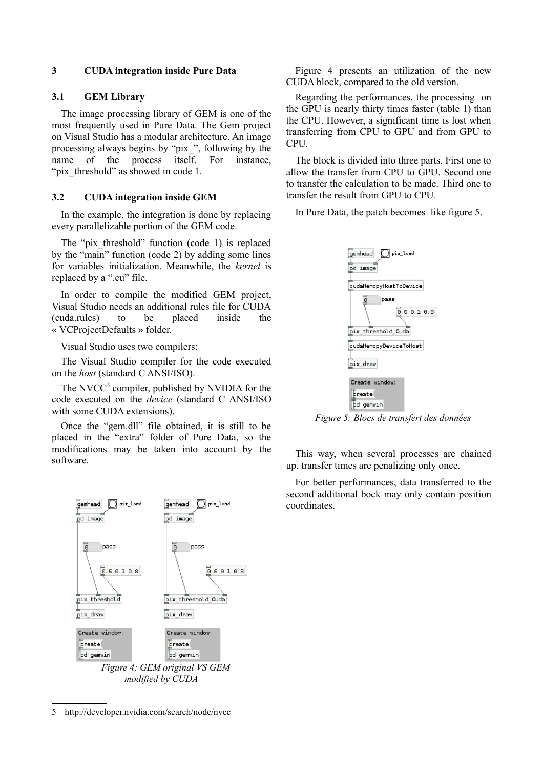## 3 CUDA integration inside Pure Data

### 3.1 GEM Library

The image processing library of GEM is one of the most frequently used in Pure Data. The Gem project on Visual Studio has a modular architecture. An image processing always begins by "pix_", following by the name of the process itself. For instance, "pix_threshold" as showed in code 1.

### 3.2 CUDA integration inside GEM

In the example, the integration is done by replacing every parallelizable portion of the GEM code.

The "pix_threshold" function (code 1) is replaced by the "main" function (code 2) by adding some lines for variables initialization. Meanwhile, the *kernel* is replaced by a ".cu" file.

In order to compile the modified GEM project, Visual Studio needs an additional rules file for CUDA (cuda.rules) to be placed inside the « VCProjectDefaults » folder.

Visual Studio uses two compilers:

The Visual Studio compiler for the code executed on the *host* (standard C ANSI/ISO).

The NVCC[5] compiler, published by NVIDIA for the code executed on the *device* (standard C ANSI/ISO with some CUDA extensions).

Once the "gem.dll" file obtained, it is still to be placed in the "extra" folder of Pure Data, so the modifications may be taken into account by the software.

*Figure 4: GEM original VS GEM modified by CUDA*

Figure 4 presents an utilization of the new CUDA block, compared to the old version.

Regarding the performances, the processing on the GPU is nearly thirty times faster (table 1) than the CPU. However, a significant time is lost when transferring from CPU to GPU and from GPU to CPU.

The block is divided into three parts. First one to allow the transfer from CPU to GPU. Second one to transfer the calculation to be made. Third one to transfer the result from GPU to CPU.

In Pure Data, the patch becomes like figure 5.

*Figure 5: Blocs de transfert des données*

This way, when several processes are chained up, transfer times are penalizing only once.

For better performances, data transferred to the second additional bock may only contain position coordinates.

5 http://developer.nvidia.com/search/node/nvcc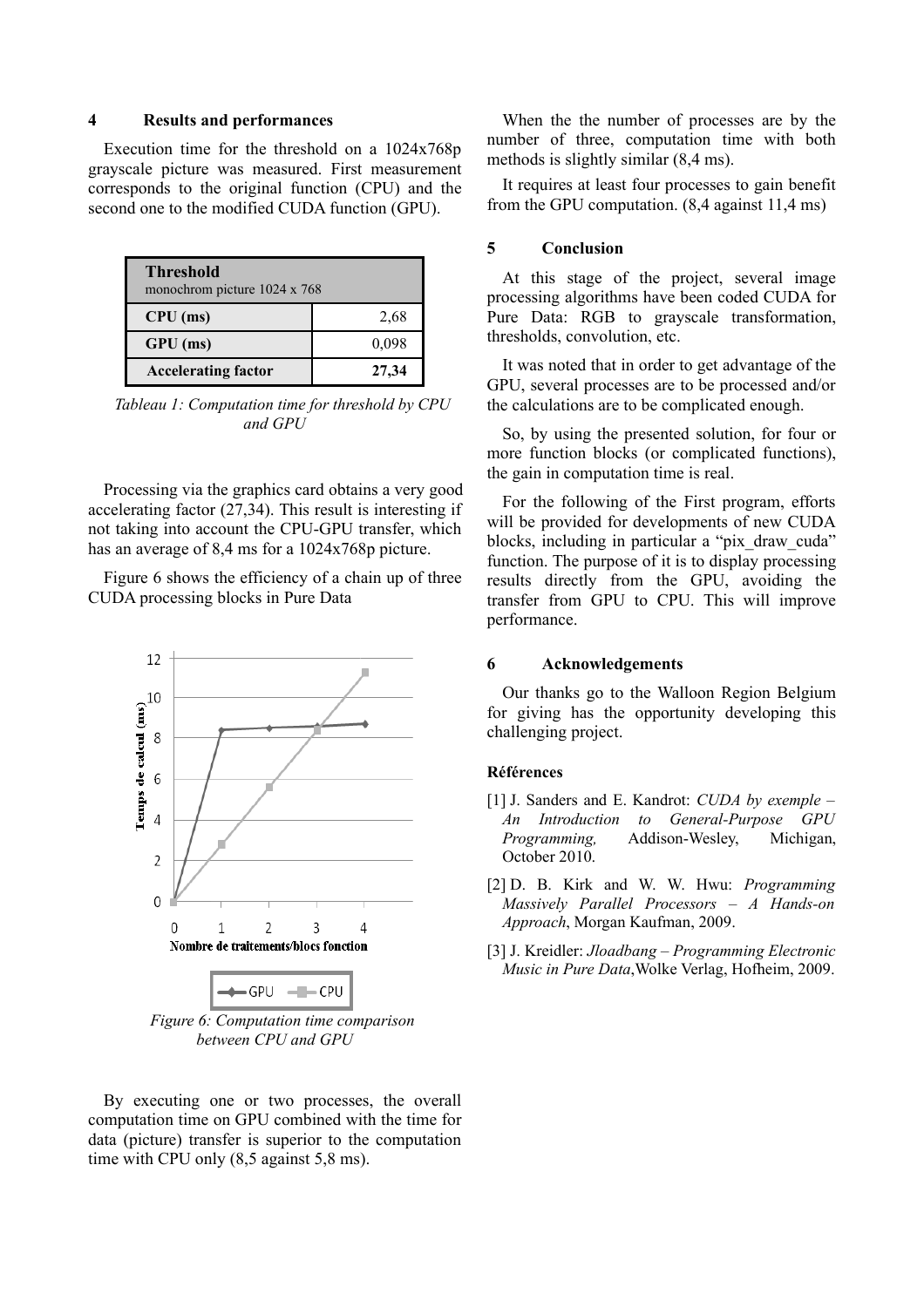## 4 Results and performances

Execution time for the threshold on a 1024x768p grayscale picture was measured. First measurement corresponds to the original function (CPU) and the second one to the modified CUDA function (GPU).

| **Threshold** monochrom picture 1024 x 768 | |
|---|---|
| **CPU (ms)** | 2,68 |
| **GPU (ms)** | 0,098 |
| **Accelerating factor** | **27,34** |

*Tableau 1: Computation time for threshold by CPU and GPU*

Processing via the graphics card obtains a very good accelerating factor (27,34). This result is interesting if not taking into account the CPU-GPU transfer, which has an average of 8,4 ms for a 1024x768p picture.

Figure 6 shows the efficiency of a chain up of three CUDA processing blocks in Pure Data

Temps de calcul (ms)
12
10
8
6
4
2
0
0 1 2 3 4
Nombre de traitements/blocs fonction
GPU CPU

*Figure 6: Computation time comparison between CPU and GPU*

By executing one or two processes, the overall computation time on GPU combined with the time for data (picture) transfer is superior to the computation time with CPU only (8,5 against 5,8 ms).

When the the number of processes are by the number of three, computation time with both methods is slightly similar (8,4 ms).

It requires at least four processes to gain benefit from the GPU computation. (8,4 against 11,4 ms)

## 5 Conclusion

At this stage of the project, several image processing algorithms have been coded CUDA for Pure Data: RGB to grayscale transformation, thresholds, convolution, etc.

It was noted that in order to get advantage of the GPU, several processes are to be processed and/or the calculations are to be complicated enough.

So, by using the presented solution, for four or more function blocks (or complicated functions), the gain in computation time is real.

For the following of the First program, efforts will be provided for developments of new CUDA blocks, including in particular a "pix_draw_cuda" function. The purpose of it is to display processing results directly from the GPU, avoiding the transfer from GPU to CPU. This will improve performance.

## 6 Acknowledgements

Our thanks go to the Walloon Region Belgium for giving has the opportunity developing this challenging project.

### Références

[1] J. Sanders and E. Kandrot: *CUDA by exemple – An Introduction to General-Purpose GPU Programming,* Addison-Wesley, Michigan, October 2010.

[2] D. B. Kirk and W. W. Hwu: *Programming Massively Parallel Processors – A Hands-on Approach*, Morgan Kaufman, 2009.

[3] J. Kreidler: *Jloadbang – Programming Electronic Music in Pure Data*,Wolke Verlag, Hofheim, 2009.